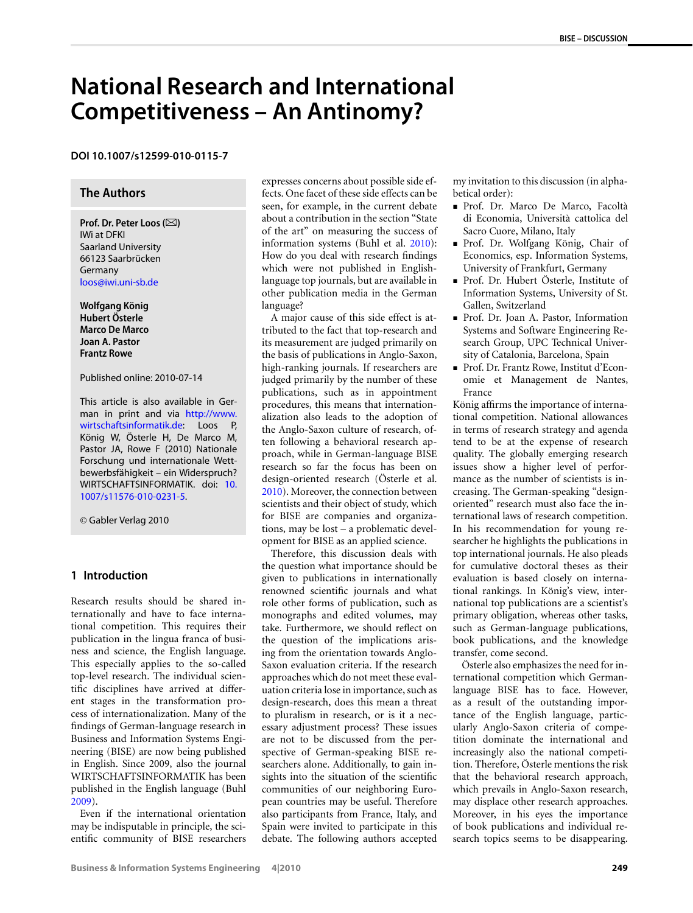# National Research and International Competitiveness – An Antinomy?

**DOI 10.1007/s12599-010-0115-7**

## The Authors

**Prof. Dr. Peter Loos** (✉)
IWi at DFKI
Saarland University
66123 Saarbrücken
Germany
loos@iwi.uni-sb.de

**Wolfgang König**
**Hubert Österle**
**Marco De Marco**
**Joan A. Pastor**
**Frantz Rowe**

Published online: 2010-07-14

This article is also available in German in print and via http://www.wirtschaftsinformatik.de: Loos P, König W, Österle H, De Marco M, Pastor JA, Rowe F (2010) Nationale Forschung und internationale Wettbewerbsfähigkeit – ein Widerspruch? WIRTSCHAFTSINFORMATIK. doi: 10.1007/s11576-010-0231-5.

© Gabler Verlag 2010

## 1 Introduction

Research results should be shared internationally and have to face international competition. This requires their publication in the lingua franca of business and science, the English language. This especially applies to the so-called top-level research. The individual scientific disciplines have arrived at different stages in the transformation process of internationalization. Many of the findings of German-language research in Business and Information Systems Engineering (BISE) are now being published in English. Since 2009, also the journal WIRTSCHAFTSINFORMATIK has been published in the English language (Buhl 2009).

Even if the international orientation may be indisputable in principle, the scientific community of BISE researchers expresses concerns about possible side effects. One facet of these side effects can be seen, for example, in the current debate about a contribution in the section "State of the art" on measuring the success of information systems (Buhl et al. 2010): How do you deal with research findings which were not published in English-language top journals, but are available in other publication media in the German language?

A major cause of this side effect is attributed to the fact that top-research and its measurement are judged primarily on the basis of publications in Anglo-Saxon, high-ranking journals. If researchers are judged primarily by the number of these publications, such as in appointment procedures, this means that internationalization also leads to the adoption of the Anglo-Saxon culture of research, often following a behavioral research approach, while in German-language BISE research so far the focus has been on design-oriented research (Österle et al. 2010). Moreover, the connection between scientists and their object of study, which for BISE are companies and organizations, may be lost – a problematic development for BISE as an applied science.

Therefore, this discussion deals with the question what importance should be given to publications in internationally renowned scientific journals and what role other forms of publication, such as monographs and edited volumes, may take. Furthermore, we should reflect on the question of the implications arising from the orientation towards Anglo-Saxon evaluation criteria. If the research approaches which do not meet these evaluation criteria lose in importance, such as design-research, does this mean a threat to pluralism in research, or is it a necessary adjustment process? These issues are not to be discussed from the perspective of German-speaking BISE researchers alone. Additionally, to gain insights into the situation of the scientific communities of our neighboring European countries may be useful. Therefore also participants from France, Italy, and Spain were invited to participate in this debate. The following authors accepted my invitation to this discussion (in alphabetical order):

- Prof. Dr. Marco De Marco, Facoltà di Economia, Università cattolica del Sacro Cuore, Milano, Italy
- Prof. Dr. Wolfgang König, Chair of Economics, esp. Information Systems, University of Frankfurt, Germany
- Prof. Dr. Hubert Österle, Institute of Information Systems, University of St. Gallen, Switzerland
- Prof. Dr. Joan A. Pastor, Information Systems and Software Engineering Research Group, UPC Technical University of Catalonia, Barcelona, Spain
- Prof. Dr. Frantz Rowe, Institut d'Economie et Management de Nantes, France

König affirms the importance of international competition. National allowances in terms of research strategy and agenda tend to be at the expense of research quality. The globally emerging research issues show a higher level of performance as the number of scientists is increasing. The German-speaking "design-oriented" research must also face the international laws of research competition. In his recommendation for young researcher he highlights the publications in top international journals. He also pleads for cumulative doctoral theses as their evaluation is based closely on international rankings. In König's view, international top publications are a scientist's primary obligation, whereas other tasks, such as German-language publications, book publications, and the knowledge transfer, come second.

Österle also emphasizes the need for international competition which German-language BISE has to face. However, as a result of the outstanding importance of the English language, particularly Anglo-Saxon criteria of competition dominate the international and increasingly also the national competition. Therefore, Österle mentions the risk that the behavioral research approach, which prevails in Anglo-Saxon research, may displace other research approaches. Moreover, in his eyes the importance of book publications and individual research topics seems to be disappearing.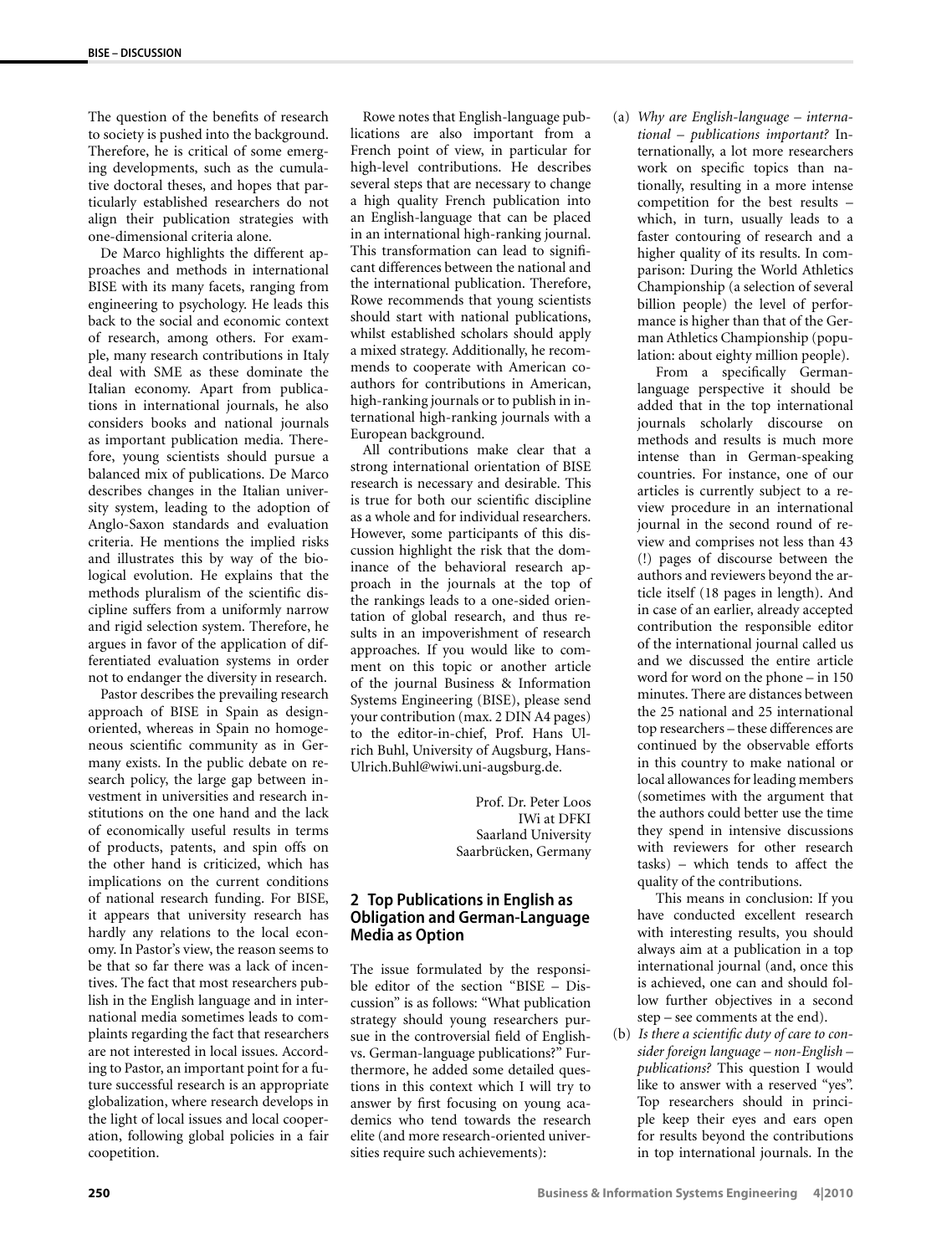The question of the benefits of research to society is pushed into the background. Therefore, he is critical of some emerging developments, such as the cumulative doctoral theses, and hopes that particularly established researchers do not align their publication strategies with one-dimensional criteria alone.

De Marco highlights the different approaches and methods in international BISE with its many facets, ranging from engineering to psychology. He leads this back to the social and economic context of research, among others. For example, many research contributions in Italy deal with SME as these dominate the Italian economy. Apart from publications in international journals, he also considers books and national journals as important publication media. Therefore, young scientists should pursue a balanced mix of publications. De Marco describes changes in the Italian university system, leading to the adoption of Anglo-Saxon standards and evaluation criteria. He mentions the implied risks and illustrates this by way of the biological evolution. He explains that the methods pluralism of the scientific discipline suffers from a uniformly narrow and rigid selection system. Therefore, he argues in favor of the application of differentiated evaluation systems in order not to endanger the diversity in research.

Pastor describes the prevailing research approach of BISE in Spain as design-oriented, whereas in Spain no homogeneous scientific community as in Germany exists. In the public debate on research policy, the large gap between investment in universities and research institutions on the one hand and the lack of economically useful results in terms of products, patents, and spin offs on the other hand is criticized, which has implications on the current conditions of national research funding. For BISE, it appears that university research has hardly any relations to the local economy. In Pastor's view, the reason seems to be that so far there was a lack of incentives. The fact that most researchers publish in the English language and in international media sometimes leads to complaints regarding the fact that researchers are not interested in local issues. According to Pastor, an important point for a future successful research is an appropriate globalization, where research develops in the light of local issues and local cooperation, following global policies in a fair coopetition.

Rowe notes that English-language publications are also important from a French point of view, in particular for high-level contributions. He describes several steps that are necessary to change a high quality French publication into an English-language that can be placed in an international high-ranking journal. This transformation can lead to significant differences between the national and the international publication. Therefore, Rowe recommends that young scientists should start with national publications, whilst established scholars should apply a mixed strategy. Additionally, he recommends to cooperate with American co-authors for contributions in American, high-ranking journals or to publish in international high-ranking journals with a European background.

All contributions make clear that a strong international orientation of BISE research is necessary and desirable. This is true for both our scientific discipline as a whole and for individual researchers. However, some participants of this discussion highlight the risk that the dominance of the behavioral research approach in the journals at the top of the rankings leads to a one-sided orientation of global research, and thus results in an impoverishment of research approaches. If you would like to comment on this topic or another article of the journal Business & Information Systems Engineering (BISE), please send your contribution (max. 2 DIN A4 pages) to the editor-in-chief, Prof. Hans Ulrich Buhl, University of Augsburg, Hans-Ulrich.Buhl@wiwi.uni-augsburg.de.

Prof. Dr. Peter Loos
IWi at DFKI
Saarland University
Saarbrücken, Germany

## 2 Top Publications in English as Obligation and German-Language Media as Option

The issue formulated by the responsible editor of the section "BISE – Discussion" is as follows: "What publication strategy should young researchers pursue in the controversial field of English- vs. German-language publications?" Furthermore, he added some detailed questions in this context which I will try to answer by first focusing on young academics who tend towards the research elite (and more research-oriented universities require such achievements):

(a) *Why are English-language – international – publications important?* Internationally, a lot more researchers work on specific topics than nationally, resulting in a more intense competition for the best results – which, in turn, usually leads to a faster contouring of research and a higher quality of its results. In comparison: During the World Athletics Championship (a selection of several billion people) the level of performance is higher than that of the German Athletics Championship (population: about eighty million people).

From a specifically German-language perspective it should be added that in the top international journals scholarly discourse on methods and results is much more intense than in German-speaking countries. For instance, one of our articles is currently subject to a review procedure in an international journal in the second round of review and comprises not less than 43 (!) pages of discourse between the authors and reviewers beyond the article itself (18 pages in length). And in case of an earlier, already accepted contribution the responsible editor of the international journal called us and we discussed the entire article word for word on the phone – in 150 minutes. There are distances between the 25 national and 25 international top researchers – these differences are continued by the observable efforts in this country to make national or local allowances for leading members (sometimes with the argument that the authors could better use the time they spend in intensive discussions with reviewers for other research tasks) – which tends to affect the quality of the contributions.

This means in conclusion: If you have conducted excellent research with interesting results, you should always aim at a publication in a top international journal (and, once this is achieved, one can and should follow further objectives in a second step – see comments at the end).

(b) *Is there a scientific duty of care to consider foreign language – non-English – publications?* This question I would like to answer with a reserved "yes". Top researchers should in principle keep their eyes and ears open for results beyond the contributions in top international journals. In the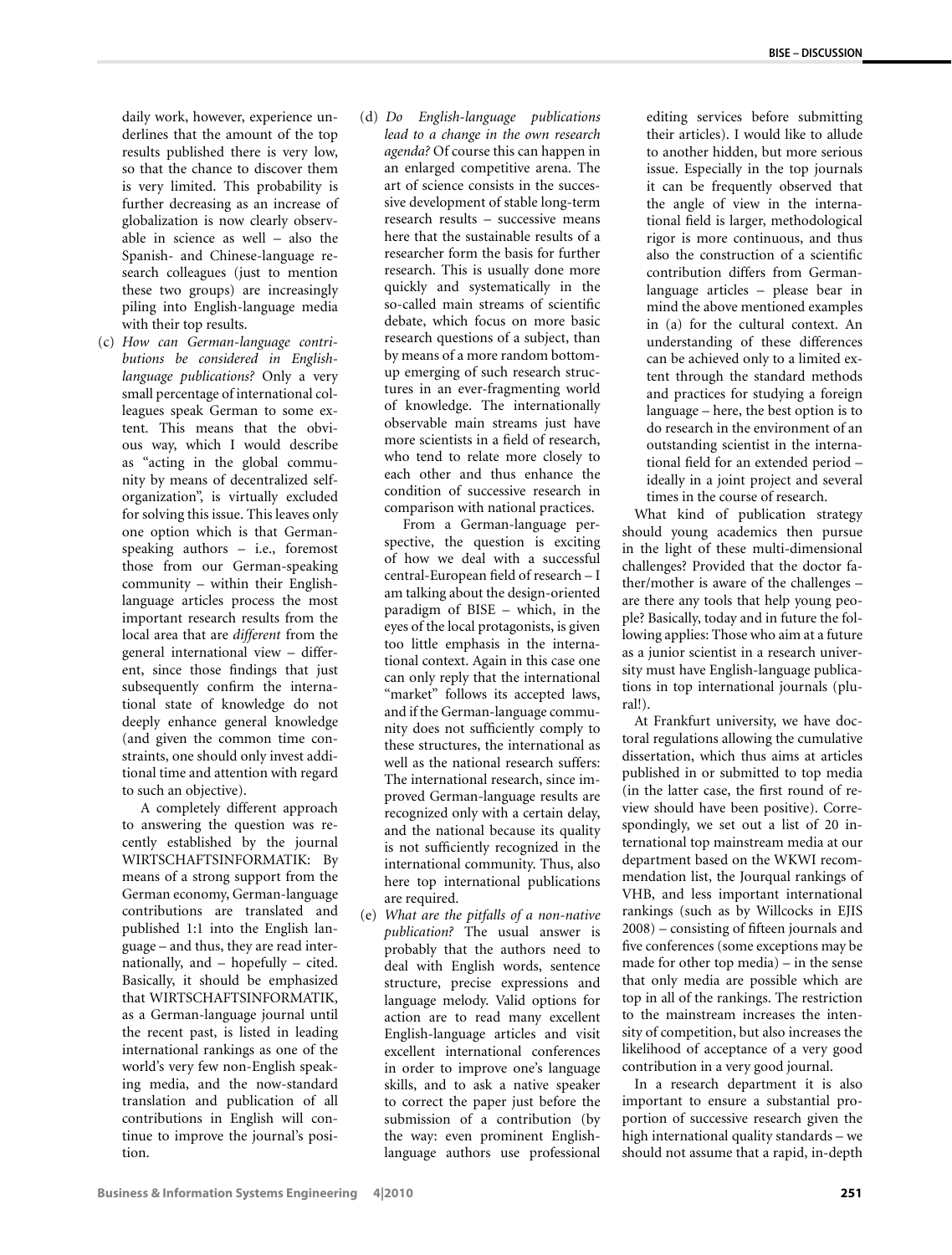daily work, however, experience underlines that the amount of the top results published there is very low, so that the chance to discover them is very limited. This probability is further decreasing as an increase of globalization is now clearly observable in science as well – also the Spanish- and Chinese-language research colleagues (just to mention these two groups) are increasingly piling into English-language media with their top results.

(c) *How can German-language contributions be considered in English-language publications?* Only a very small percentage of international colleagues speak German to some extent. This means that the obvious way, which I would describe as "acting in the global community by means of decentralized self-organization", is virtually excluded for solving this issue. This leaves only one option which is that German-speaking authors – i.e., foremost those from our German-speaking community – within their English-language articles process the most important research results from the local area that are *different* from the general international view – different, since those findings that just subsequently confirm the international state of knowledge do not deeply enhance general knowledge (and given the common time constraints, one should only invest additional time and attention with regard to such an objective).

   A completely different approach to answering the question was recently established by the journal WIRTSCHAFTSINFORMATIK: By means of a strong support from the German economy, German-language contributions are translated and published 1:1 into the English language – and thus, they are read internationally, and – hopefully – cited. Basically, it should be emphasized that WIRTSCHAFTSINFORMATIK, as a German-language journal until the recent past, is listed in leading international rankings as one of the world's very few non-English speaking media, and the now-standard translation and publication of all contributions in English will continue to improve the journal's position.

(d) *Do English-language publications lead to a change in the own research agenda?* Of course this can happen in an enlarged competitive arena. The art of science consists in the successive development of stable long-term research results – successive means here that the sustainable results of a researcher form the basis for further research. This is usually done more quickly and systematically in the so-called main streams of scientific debate, which focus on more basic research questions of a subject, than by means of a more random bottom-up emerging of such research structures in an ever-fragmenting world of knowledge. The internationally observable main streams just have more scientists in a field of research, who tend to relate more closely to each other and thus enhance the condition of successive research in comparison with national practices.

   From a German-language perspective, the question is exciting of how we deal with a successful central-European field of research – I am talking about the design-oriented paradigm of BISE – which, in the eyes of the local protagonists, is given too little emphasis in the international context. Again in this case one can only reply that the international "market" follows its accepted laws, and if the German-language community does not sufficiently comply to these structures, the international as well as the national research suffers: The international research, since improved German-language results are recognized only with a certain delay, and the national because its quality is not sufficiently recognized in the international community. Thus, also here top international publications are required.

(e) *What are the pitfalls of a non-native publication?* The usual answer is probably that the authors need to deal with English words, sentence structure, precise expressions and language melody. Valid options for action are to read many excellent English-language articles and visit excellent international conferences in order to improve one's language skills, and to ask a native speaker to correct the paper just before the submission of a contribution (by the way: even prominent English-language authors use professional editing services before submitting their articles). I would like to allude to another hidden, but more serious issue. Especially in the top journals it can be frequently observed that the angle of view in the international field is larger, methodological rigor is more continuous, and thus also the construction of a scientific contribution differs from German-language articles – please bear in mind the above mentioned examples in (a) for the cultural context. An understanding of these differences can be achieved only to a limited extent through the standard methods and practices for studying a foreign language – here, the best option is to do research in the environment of an outstanding scientist in the international field for an extended period – ideally in a joint project and several times in the course of research.

What kind of publication strategy should young academics then pursue in the light of these multi-dimensional challenges? Provided that the doctor father/mother is aware of the challenges – are there any tools that help young people? Basically, today and in future the following applies: Those who aim at a future as a junior scientist in a research university must have English-language publications in top international journals (plural!).

At Frankfurt university, we have doctoral regulations allowing the cumulative dissertation, which thus aims at articles published in or submitted to top media (in the latter case, the first round of review should have been positive). Correspondingly, we set out a list of 20 international top mainstream media at our department based on the WKWI recommendation list, the Jourqual rankings of VHB, and less important international rankings (such as by Willcocks in EJIS 2008) – consisting of fifteen journals and five conferences (some exceptions may be made for other top media) – in the sense that only media are possible which are top in all of the rankings. The restriction to the mainstream increases the intensity of competition, but also increases the likelihood of acceptance of a very good contribution in a very good journal.

In a research department it is also important to ensure a substantial proportion of successive research given the high international quality standards – we should not assume that a rapid, in-depth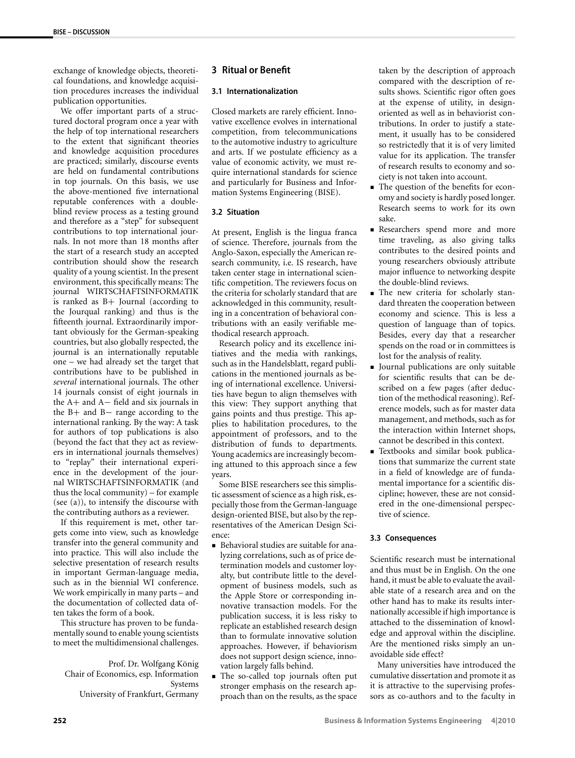exchange of knowledge objects, theoretical foundations, and knowledge acquisition procedures increases the individual publication opportunities.

We offer important parts of a structured doctoral program once a year with the help of top international researchers to the extent that significant theories and knowledge acquisition procedures are practiced; similarly, discourse events are held on fundamental contributions in top journals. On this basis, we use the above-mentioned five international reputable conferences with a double-blind review process as a testing ground and therefore as a "step" for subsequent contributions to top international journals. In not more than 18 months after the start of a research study an accepted contribution should show the research quality of a young scientist. In the present environment, this specifically means: The journal WIRTSCHAFTSINFORMATIK is ranked as B+ Journal (according to the Jourqual ranking) and thus is the fifteenth journal. Extraordinarily important obviously for the German-speaking countries, but also globally respected, the journal is an internationally reputable one – we had already set the target that contributions have to be published in *several* international journals. The other 14 journals consist of eight journals in the A+ and A− field and six journals in the B+ and B− range according to the international ranking. By the way: A task for authors of top publications is also (beyond the fact that they act as reviewers in international journals themselves) to "replay" their international experience in the development of the journal WIRTSCHAFTSINFORMATIK (and thus the local community) – for example (see (a)), to intensify the discourse with the contributing authors as a reviewer.

If this requirement is met, other targets come into view, such as knowledge transfer into the general community and into practice. This will also include the selective presentation of research results in important German-language media, such as in the biennial WI conference. We work empirically in many parts – and the documentation of collected data often takes the form of a book.

This structure has proven to be fundamentally sound to enable young scientists to meet the multidimensional challenges.

Prof. Dr. Wolfgang König
Chair of Economics, esp. Information Systems
University of Frankfurt, Germany

## 3 Ritual or Benefit

### 3.1 Internationalization

Closed markets are rarely efficient. Innovative excellence evolves in international competition, from telecommunications to the automotive industry to agriculture and arts. If we postulate efficiency as a value of economic activity, we must require international standards for science and particularly for Business and Information Systems Engineering (BISE).

### 3.2 Situation

At present, English is the lingua franca of science. Therefore, journals from the Anglo-Saxon, especially the American research community, i.e. IS research, have taken center stage in international scientific competition. The reviewers focus on the criteria for scholarly standard that are acknowledged in this community, resulting in a concentration of behavioral contributions with an easily verifiable methodical research approach.

Research policy and its excellence initiatives and the media with rankings, such as in the Handelsblatt, regard publications in the mentioned journals as being of international excellence. Universities have begun to align themselves with this view: They support anything that gains points and thus prestige. This applies to habilitation procedures, to the appointment of professors, and to the distribution of funds to departments. Young academics are increasingly becoming attuned to this approach since a few years.

Some BISE researchers see this simplistic assessment of science as a high risk, especially those from the German-language design-oriented BISE, but also by the representatives of the American Design Science:

- Behavioral studies are suitable for analyzing correlations, such as of price determination models and customer loyalty, but contribute little to the development of business models, such as the Apple Store or corresponding innovative transaction models. For the publication success, it is less risky to replicate an established research design than to formulate innovative solution approaches. However, if behaviorism does not support design science, innovation largely falls behind.
- The so-called top journals often put stronger emphasis on the research approach than on the results, as the space taken by the description of approach compared with the description of results shows. Scientific rigor often goes at the expense of utility, in design-oriented as well as in behaviorist contributions. In order to justify a statement, it usually has to be considered so restrictedly that it is of very limited value for its application. The transfer of research results to economy and society is not taken into account.
- The question of the benefits for economy and society is hardly posed longer. Research seems to work for its own sake.
- Researchers spend more and more time traveling, as also giving talks contributes to the desired points and young researchers obviously attribute major influence to networking despite the double-blind reviews.
- The new criteria for scholarly standard threaten the cooperation between economy and science. This is less a question of language than of topics. Besides, every day that a researcher spends on the road or in committees is lost for the analysis of reality.
- Journal publications are only suitable for scientific results that can be described on a few pages (after deduction of the methodical reasoning). Reference models, such as for master data management, and methods, such as for the interaction within Internet shops, cannot be described in this context.
- Textbooks and similar book publications that summarize the current state in a field of knowledge are of fundamental importance for a scientific discipline; however, these are not considered in the one-dimensional perspective of science.

### 3.3 Consequences

Scientific research must be international and thus must be in English. On the one hand, it must be able to evaluate the available state of a research area and on the other hand has to make its results internationally accessible if high importance is attached to the dissemination of knowledge and approval within the discipline. Are the mentioned risks simply an unavoidable side effect?

Many universities have introduced the cumulative dissertation and promote it as it is attractive to the supervising professors as co-authors and to the faculty in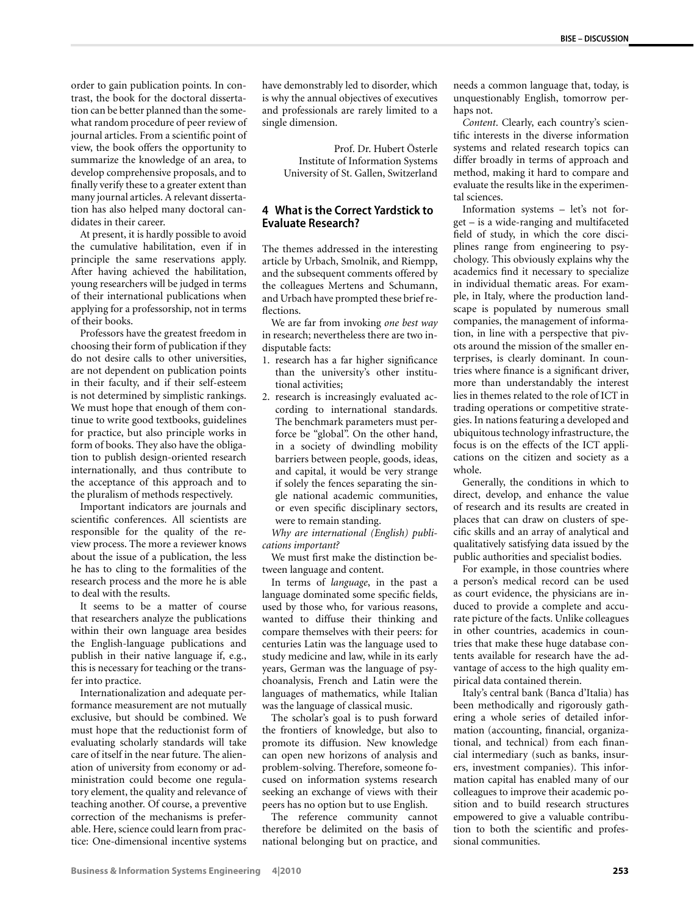order to gain publication points. In contrast, the book for the doctoral dissertation can be better planned than the somewhat random procedure of peer review of journal articles. From a scientific point of view, the book offers the opportunity to summarize the knowledge of an area, to develop comprehensive proposals, and to finally verify these to a greater extent than many journal articles. A relevant dissertation has also helped many doctoral candidates in their career.

At present, it is hardly possible to avoid the cumulative habilitation, even if in principle the same reservations apply. After having achieved the habilitation, young researchers will be judged in terms of their international publications when applying for a professorship, not in terms of their books.

Professors have the greatest freedom in choosing their form of publication if they do not desire calls to other universities, are not dependent on publication points in their faculty, and if their self-esteem is not determined by simplistic rankings. We must hope that enough of them continue to write good textbooks, guidelines for practice, but also principle works in form of books. They also have the obligation to publish design-oriented research internationally, and thus contribute to the acceptance of this approach and to the pluralism of methods respectively.

Important indicators are journals and scientific conferences. All scientists are responsible for the quality of the review process. The more a reviewer knows about the issue of a publication, the less he has to cling to the formalities of the research process and the more he is able to deal with the results.

It seems to be a matter of course that researchers analyze the publications within their own language area besides the English-language publications and publish in their native language if, e.g., this is necessary for teaching or the transfer into practice.

Internationalization and adequate performance measurement are not mutually exclusive, but should be combined. We must hope that the reductionist form of evaluating scholarly standards will take care of itself in the near future. The alienation of university from economy or administration could become one regulatory element, the quality and relevance of teaching another. Of course, a preventive correction of the mechanisms is preferable. Here, science could learn from practice: One-dimensional incentive systems have demonstrably led to disorder, which is why the annual objectives of executives and professionals are rarely limited to a single dimension.

Prof. Dr. Hubert Österle
Institute of Information Systems
University of St. Gallen, Switzerland

## 4 What is the Correct Yardstick to Evaluate Research?

The themes addressed in the interesting article by Urbach, Smolnik, and Riempp, and the subsequent comments offered by the colleagues Mertens and Schumann, and Urbach have prompted these brief reflections.

We are far from invoking *one best way* in research; nevertheless there are two indisputable facts:

1. research has a far higher significance than the university's other institutional activities;
2. research is increasingly evaluated according to international standards. The benchmark parameters must perforce be "global". On the other hand, in a society of dwindling mobility barriers between people, goods, ideas, and capital, it would be very strange if solely the fences separating the single national academic communities, or even specific disciplinary sectors, were to remain standing.

*Why are international (English) publications important?*

We must first make the distinction between language and content.

In terms of *language*, in the past a language dominated some specific fields, used by those who, for various reasons, wanted to diffuse their thinking and compare themselves with their peers: for centuries Latin was the language used to study medicine and law, while in its early years, German was the language of psychoanalysis, French and Latin were the languages of mathematics, while Italian was the language of classical music.

The scholar's goal is to push forward the frontiers of knowledge, but also to promote its diffusion. New knowledge can open new horizons of analysis and problem-solving. Therefore, someone focused on information systems research seeking an exchange of views with their peers has no option but to use English.

The reference community cannot therefore be delimited on the basis of national belonging but on practice, and needs a common language that, today, is unquestionably English, tomorrow perhaps not.

*Content*. Clearly, each country's scientific interests in the diverse information systems and related research topics can differ broadly in terms of approach and method, making it hard to compare and evaluate the results like in the experimental sciences.

Information systems – let's not forget – is a wide-ranging and multifaceted field of study, in which the core disciplines range from engineering to psychology. This obviously explains why the academics find it necessary to specialize in individual thematic areas. For example, in Italy, where the production landscape is populated by numerous small companies, the management of information, in line with a perspective that pivots around the mission of the smaller enterprises, is clearly dominant. In countries where finance is a significant driver, more than understandably the interest lies in themes related to the role of ICT in trading operations or competitive strategies. In nations featuring a developed and ubiquitous technology infrastructure, the focus is on the effects of the ICT applications on the citizen and society as a whole.

Generally, the conditions in which to direct, develop, and enhance the value of research and its results are created in places that can draw on clusters of specific skills and an array of analytical and qualitatively satisfying data issued by the public authorities and specialist bodies.

For example, in those countries where a person's medical record can be used as court evidence, the physicians are induced to provide a complete and accurate picture of the facts. Unlike colleagues in other countries, academics in countries that make these huge database contents available for research have the advantage of access to the high quality empirical data contained therein.

Italy's central bank (Banca d'Italia) has been methodically and rigorously gathering a whole series of detailed information (accounting, financial, organizational, and technical) from each financial intermediary (such as banks, insurers, investment companies). This information capital has enabled many of our colleagues to improve their academic position and to build research structures empowered to give a valuable contribution to both the scientific and professional communities.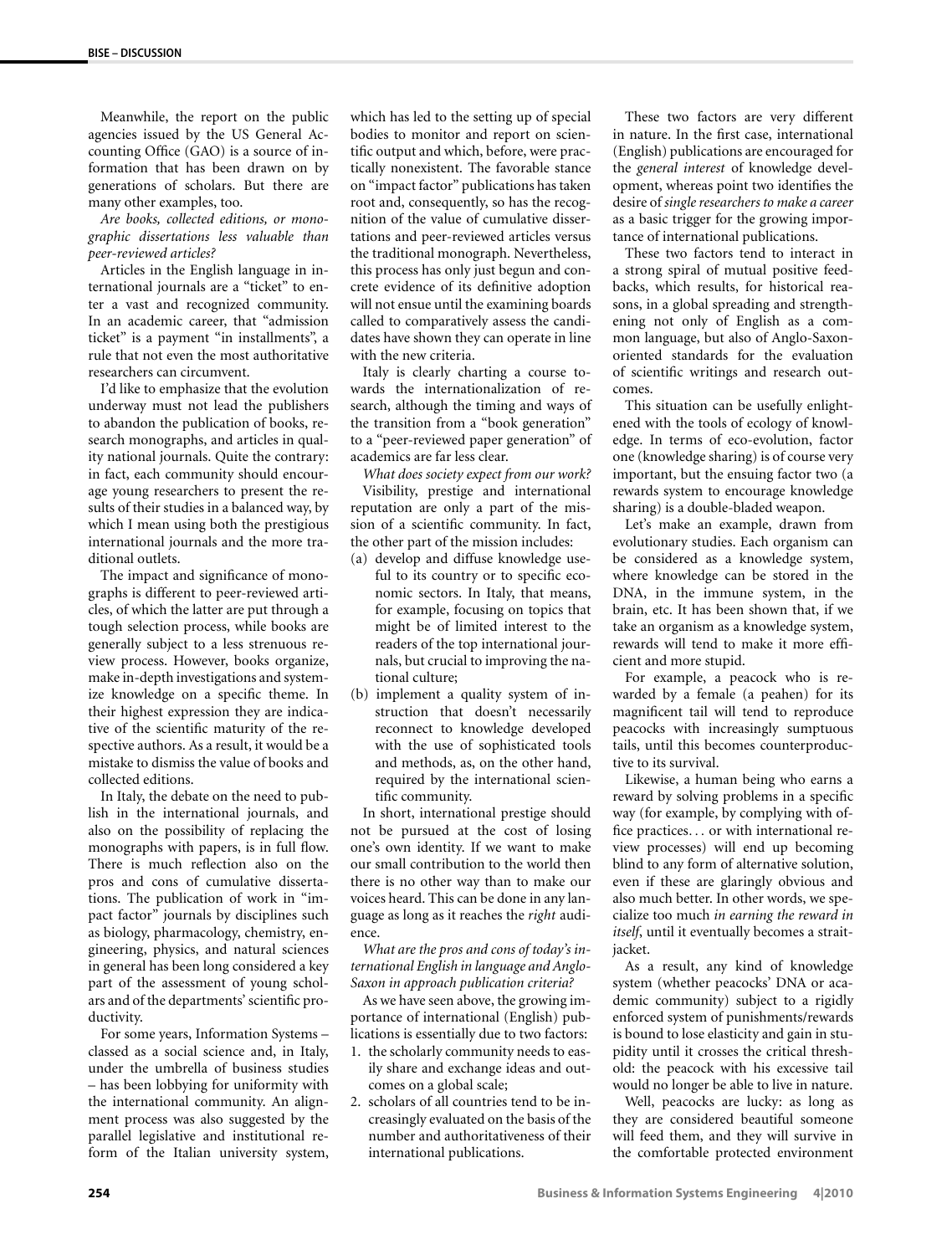Meanwhile, the report on the public agencies issued by the US General Accounting Office (GAO) is a source of information that has been drawn on by generations of scholars. But there are many other examples, too.

*Are books, collected editions, or monographic dissertations less valuable than peer-reviewed articles?*

Articles in the English language in international journals are a "ticket" to enter a vast and recognized community. In an academic career, that "admission ticket" is a payment "in installments", a rule that not even the most authoritative researchers can circumvent.

I'd like to emphasize that the evolution underway must not lead the publishers to abandon the publication of books, research monographs, and articles in quality national journals. Quite the contrary: in fact, each community should encourage young researchers to present the results of their studies in a balanced way, by which I mean using both the prestigious international journals and the more traditional outlets.

The impact and significance of monographs is different to peer-reviewed articles, of which the latter are put through a tough selection process, while books are generally subject to a less strenuous review process. However, books organize, make in-depth investigations and systemize knowledge on a specific theme. In their highest expression they are indicative of the scientific maturity of the respective authors. As a result, it would be a mistake to dismiss the value of books and collected editions.

In Italy, the debate on the need to publish in the international journals, and also on the possibility of replacing the monographs with papers, is in full flow. There is much reflection also on the pros and cons of cumulative dissertations. The publication of work in "impact factor" journals by disciplines such as biology, pharmacology, chemistry, engineering, physics, and natural sciences in general has been long considered a key part of the assessment of young scholars and of the departments' scientific productivity.

For some years, Information Systems – classed as a social science and, in Italy, under the umbrella of business studies – has been lobbying for uniformity with the international community. An alignment process was also suggested by the parallel legislative and institutional reform of the Italian university system, which has led to the setting up of special bodies to monitor and report on scientific output and which, before, were practically nonexistent. The favorable stance on "impact factor" publications has taken root and, consequently, so has the recognition of the value of cumulative dissertations and peer-reviewed articles versus the traditional monograph. Nevertheless, this process has only just begun and concrete evidence of its definitive adoption will not ensue until the examining boards called to comparatively assess the candidates have shown they can operate in line with the new criteria.

Italy is clearly charting a course towards the internationalization of research, although the timing and ways of the transition from a "book generation" to a "peer-reviewed paper generation" of academics are far less clear.

*What does society expect from our work?*

Visibility, prestige and international reputation are only a part of the mission of a scientific community. In fact, the other part of the mission includes:

(a) develop and diffuse knowledge useful to its country or to specific economic sectors. In Italy, that means, for example, focusing on topics that might be of limited interest to the readers of the top international journals, but crucial to improving the national culture;
(b) implement a quality system of instruction that doesn't necessarily reconnect to knowledge developed with the use of sophisticated tools and methods, as, on the other hand, required by the international scientific community.

In short, international prestige should not be pursued at the cost of losing one's own identity. If we want to make our small contribution to the world then there is no other way than to make our voices heard. This can be done in any language as long as it reaches the *right* audience.

*What are the pros and cons of today's international English in language and Anglo-Saxon in approach publication criteria?*

As we have seen above, the growing importance of international (English) publications is essentially due to two factors:

1. the scholarly community needs to easily share and exchange ideas and outcomes on a global scale;
2. scholars of all countries tend to be increasingly evaluated on the basis of the number and authoritativeness of their international publications.

These two factors are very different in nature. In the first case, international (English) publications are encouraged for the *general interest* of knowledge development, whereas point two identifies the desire of *single researchers to make a career* as a basic trigger for the growing importance of international publications.

These two factors tend to interact in a strong spiral of mutual positive feedbacks, which results, for historical reasons, in a global spreading and strengthening not only of English as a common language, but also of Anglo-Saxon-oriented standards for the evaluation of scientific writings and research outcomes.

This situation can be usefully enlightened with the tools of ecology of knowledge. In terms of eco-evolution, factor one (knowledge sharing) is of course very important, but the ensuing factor two (a rewards system to encourage knowledge sharing) is a double-bladed weapon.

Let's make an example, drawn from evolutionary studies. Each organism can be considered as a knowledge system, where knowledge can be stored in the DNA, in the immune system, in the brain, etc. It has been shown that, if we take an organism as a knowledge system, rewards will tend to make it more efficient and more stupid.

For example, a peacock who is rewarded by a female (a peahen) for its magnificent tail will tend to reproduce peacocks with increasingly sumptuous tails, until this becomes counterproductive to its survival.

Likewise, a human being who earns a reward by solving problems in a specific way (for example, by complying with office practices… or with international review processes) will end up becoming blind to any form of alternative solution, even if these are glaringly obvious and also much better. In other words, we specialize too much *in earning the reward in itself*, until it eventually becomes a straitjacket.

As a result, any kind of knowledge system (whether peacocks' DNA or academic community) subject to a rigidly enforced system of punishments/rewards is bound to lose elasticity and gain in stupidity until it crosses the critical threshold: the peacock with his excessive tail would no longer be able to live in nature.

Well, peacocks are lucky: as long as they are considered beautiful someone will feed them, and they will survive in the comfortable protected environment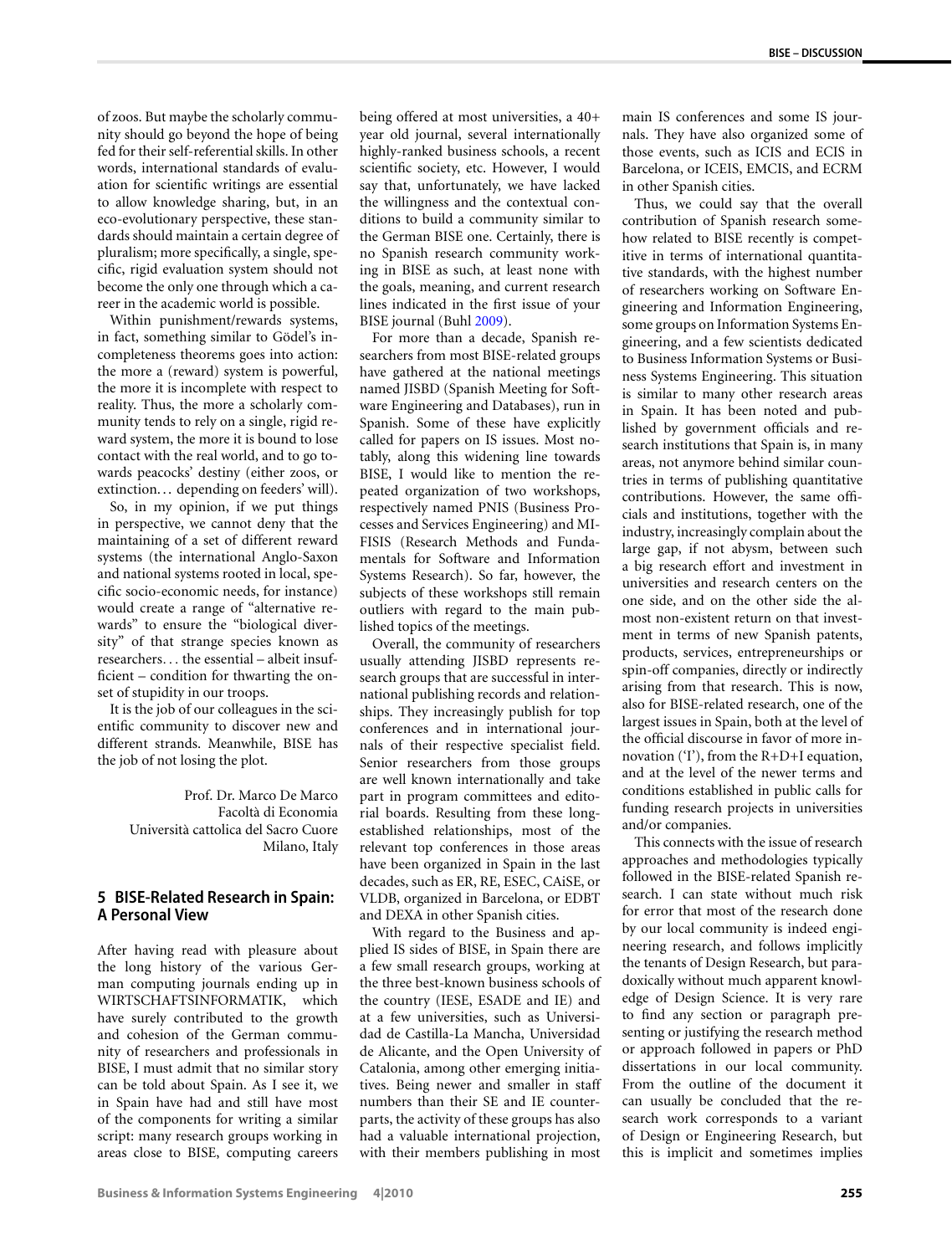of zoos. But maybe the scholarly community should go beyond the hope of being fed for their self-referential skills. In other words, international standards of evaluation for scientific writings are essential to allow knowledge sharing, but, in an eco-evolutionary perspective, these standards should maintain a certain degree of pluralism; more specifically, a single, specific, rigid evaluation system should not become the only one through which a career in the academic world is possible.

Within punishment/rewards systems, in fact, something similar to Gödel's incompleteness theorems goes into action: the more a (reward) system is powerful, the more it is incomplete with respect to reality. Thus, the more a scholarly community tends to rely on a single, rigid reward system, the more it is bound to lose contact with the real world, and to go towards peacocks' destiny (either zoos, or extinction… depending on feeders' will).

So, in my opinion, if we put things in perspective, we cannot deny that the maintaining of a set of different reward systems (the international Anglo-Saxon and national systems rooted in local, specific socio-economic needs, for instance) would create a range of "alternative rewards" to ensure the "biological diversity" of that strange species known as researchers… the essential – albeit insufficient – condition for thwarting the onset of stupidity in our troops.

It is the job of our colleagues in the scientific community to discover new and different strands. Meanwhile, BISE has the job of not losing the plot.

Prof. Dr. Marco De Marco
Facoltà di Economia
Università cattolica del Sacro Cuore
Milano, Italy

## 5 BISE-Related Research in Spain: A Personal View

After having read with pleasure about the long history of the various German computing journals ending up in WIRTSCHAFTSINFORMATIK, which have surely contributed to the growth and cohesion of the German community of researchers and professionals in BISE, I must admit that no similar story can be told about Spain. As I see it, we in Spain have had and still have most of the components for writing a similar script: many research groups working in areas close to BISE, computing careers being offered at most universities, a 40+ year old journal, several internationally highly-ranked business schools, a recent scientific society, etc. However, I would say that, unfortunately, we have lacked the willingness and the contextual conditions to build a community similar to the German BISE one. Certainly, there is no Spanish research community working in BISE as such, at least none with the goals, meaning, and current research lines indicated in the first issue of your BISE journal (Buhl 2009).

For more than a decade, Spanish researchers from most BISE-related groups have gathered at the national meetings named JISBD (Spanish Meeting for Software Engineering and Databases), run in Spanish. Some of these have explicitly called for papers on IS issues. Most notably, along this widening line towards BISE, I would like to mention the repeated organization of two workshops, respectively named PNIS (Business Processes and Services Engineering) and MIFISIS (Research Methods and Fundamentals for Software and Information Systems Research). So far, however, the subjects of these workshops still remain outliers with regard to the main published topics of the meetings.

Overall, the community of researchers usually attending JISBD represents research groups that are successful in international publishing records and relationships. They increasingly publish for top conferences and in international journals of their respective specialist field. Senior researchers from those groups are well known internationally and take part in program committees and editorial boards. Resulting from these long-established relationships, most of the relevant top conferences in those areas have been organized in Spain in the last decades, such as ER, RE, ESEC, CAiSE, or VLDB, organized in Barcelona, or EDBT and DEXA in other Spanish cities.

With regard to the Business and applied IS sides of BISE, in Spain there are a few small research groups, working at the three best-known business schools of the country (IESE, ESADE and IE) and at a few universities, such as Universidad de Castilla-La Mancha, Universidad de Alicante, and the Open University of Catalonia, among other emerging initiatives. Being newer and smaller in staff numbers than their SE and IE counterparts, the activity of these groups has also had a valuable international projection, with their members publishing in most main IS conferences and some IS journals. They have also organized some of those events, such as ICIS and ECIS in Barcelona, or ICEIS, EMCIS, and ECRM in other Spanish cities.

Thus, we could say that the overall contribution of Spanish research somehow related to BISE recently is competitive in terms of international quantitative standards, with the highest number of researchers working on Software Engineering and Information Engineering, some groups on Information Systems Engineering, and a few scientists dedicated to Business Information Systems or Business Systems Engineering. This situation is similar to many other research areas in Spain. It has been noted and published by government officials and research institutions that Spain is, in many areas, not anymore behind similar countries in terms of publishing quantitative contributions. However, the same officials and institutions, together with the industry, increasingly complain about the large gap, if not abysm, between such a big research effort and investment in universities and research centers on the one side, and on the other side the almost non-existent return on that investment in terms of new Spanish patents, products, services, entrepreneurships or spin-off companies, directly or indirectly arising from that research. This is now, also for BISE-related research, one of the largest issues in Spain, both at the level of the official discourse in favor of more innovation ('I'), from the R+D+I equation, and at the level of the newer terms and conditions established in public calls for funding research projects in universities and/or companies.

This connects with the issue of research approaches and methodologies typically followed in the BISE-related Spanish research. I can state without much risk for error that most of the research done by our local community is indeed engineering research, and follows implicitly the tenants of Design Research, but paradoxically without much apparent knowledge of Design Science. It is very rare to find any section or paragraph presenting or justifying the research method or approach followed in papers or PhD dissertations in our local community. From the outline of the document it can usually be concluded that the research work corresponds to a variant of Design or Engineering Research, but this is implicit and sometimes implies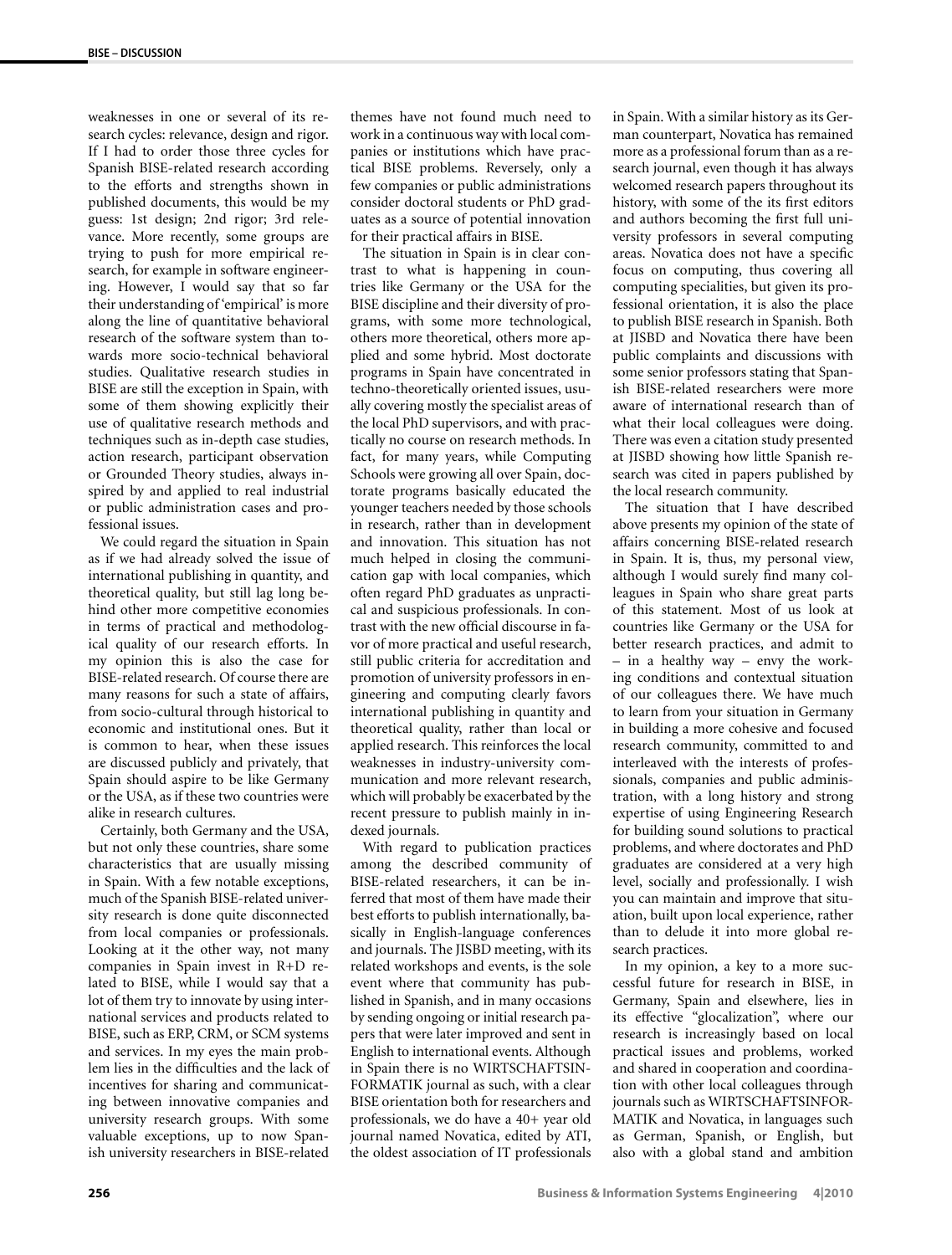weaknesses in one or several of its research cycles: relevance, design and rigor. If I had to order those three cycles for Spanish BISE-related research according to the efforts and strengths shown in published documents, this would be my guess: 1st design; 2nd rigor; 3rd relevance. More recently, some groups are trying to push for more empirical research, for example in software engineering. However, I would say that so far their understanding of 'empirical' is more along the line of quantitative behavioral research of the software system than towards more socio-technical behavioral studies. Qualitative research studies in BISE are still the exception in Spain, with some of them showing explicitly their use of qualitative research methods and techniques such as in-depth case studies, action research, participant observation or Grounded Theory studies, always inspired by and applied to real industrial or public administration cases and professional issues.

We could regard the situation in Spain as if we had already solved the issue of international publishing in quantity, and theoretical quality, but still lag long behind other more competitive economies in terms of practical and methodological quality of our research efforts. In my opinion this is also the case for BISE-related research. Of course there are many reasons for such a state of affairs, from socio-cultural through historical to economic and institutional ones. But it is common to hear, when these issues are discussed publicly and privately, that Spain should aspire to be like Germany or the USA, as if these two countries were alike in research cultures.

Certainly, both Germany and the USA, but not only these countries, share some characteristics that are usually missing in Spain. With a few notable exceptions, much of the Spanish BISE-related university research is done quite disconnected from local companies or professionals. Looking at it the other way, not many companies in Spain invest in R+D related to BISE, while I would say that a lot of them try to innovate by using international services and products related to BISE, such as ERP, CRM, or SCM systems and services. In my eyes the main problem lies in the difficulties and the lack of incentives for sharing and communicating between innovative companies and university research groups. With some valuable exceptions, up to now Spanish university researchers in BISE-related themes have not found much need to work in a continuous way with local companies or institutions which have practical BISE problems. Reversely, only a few companies or public administrations consider doctoral students or PhD graduates as a source of potential innovation for their practical affairs in BISE.

The situation in Spain is in clear contrast to what is happening in countries like Germany or the USA for the BISE discipline and their diversity of programs, with some more technological, others more theoretical, others more applied and some hybrid. Most doctorate programs in Spain have concentrated in techno-theoretically oriented issues, usually covering mostly the specialist areas of the local PhD supervisors, and with practically no course on research methods. In fact, for many years, while Computing Schools were growing all over Spain, doctorate programs basically educated the younger teachers needed by those schools in research, rather than in development and innovation. This situation has not much helped in closing the communication gap with local companies, which often regard PhD graduates as unpractical and suspicious professionals. In contrast with the new official discourse in favor of more practical and useful research, still public criteria for accreditation and promotion of university professors in engineering and computing clearly favors international publishing in quantity and theoretical quality, rather than local or applied research. This reinforces the local weaknesses in industry-university communication and more relevant research, which will probably be exacerbated by the recent pressure to publish mainly in indexed journals.

With regard to publication practices among the described community of BISE-related researchers, it can be inferred that most of them have made their best efforts to publish internationally, basically in English-language conferences and journals. The JISBD meeting, with its related workshops and events, is the sole event where that community has published in Spanish, and in many occasions by sending ongoing or initial research papers that were later improved and sent in English to international events. Although in Spain there is no WIRTSCHAFTSINFORMATIK journal as such, with a clear BISE orientation both for researchers and professionals, we do have a 40+ year old journal named Novatica, edited by ATI, the oldest association of IT professionals in Spain. With a similar history as its German counterpart, Novatica has remained more as a professional forum than as a research journal, even though it has always welcomed research papers throughout its history, with some of the its first editors and authors becoming the first full university professors in several computing areas. Novatica does not have a specific focus on computing, thus covering all computing specialities, but given its professional orientation, it is also the place to publish BISE research in Spanish. Both at JISBD and Novatica there have been public complaints and discussions with some senior professors stating that Spanish BISE-related researchers were more aware of international research than of what their local colleagues were doing. There was even a citation study presented at JISBD showing how little Spanish research was cited in papers published by the local research community.

The situation that I have described above presents my opinion of the state of affairs concerning BISE-related research in Spain. It is, thus, my personal view, although I would surely find many colleagues in Spain who share great parts of this statement. Most of us look at countries like Germany or the USA for better research practices, and admit to – in a healthy way – envy the working conditions and contextual situation of our colleagues there. We have much to learn from your situation in Germany in building a more cohesive and focused research community, committed to and interleaved with the interests of professionals, companies and public administration, with a long history and strong expertise of using Engineering Research for building sound solutions to practical problems, and where doctorates and PhD graduates are considered at a very high level, socially and professionally. I wish you can maintain and improve that situation, built upon local experience, rather than to delude it into more global research practices.

In my opinion, a key to a more successful future for research in BISE, in Germany, Spain and elsewhere, lies in its effective "glocalization", where our research is increasingly based on local practical issues and problems, worked and shared in cooperation and coordination with other local colleagues through journals such as WIRTSCHAFTSINFORMATIK and Novatica, in languages such as German, Spanish, or English, but also with a global stand and ambition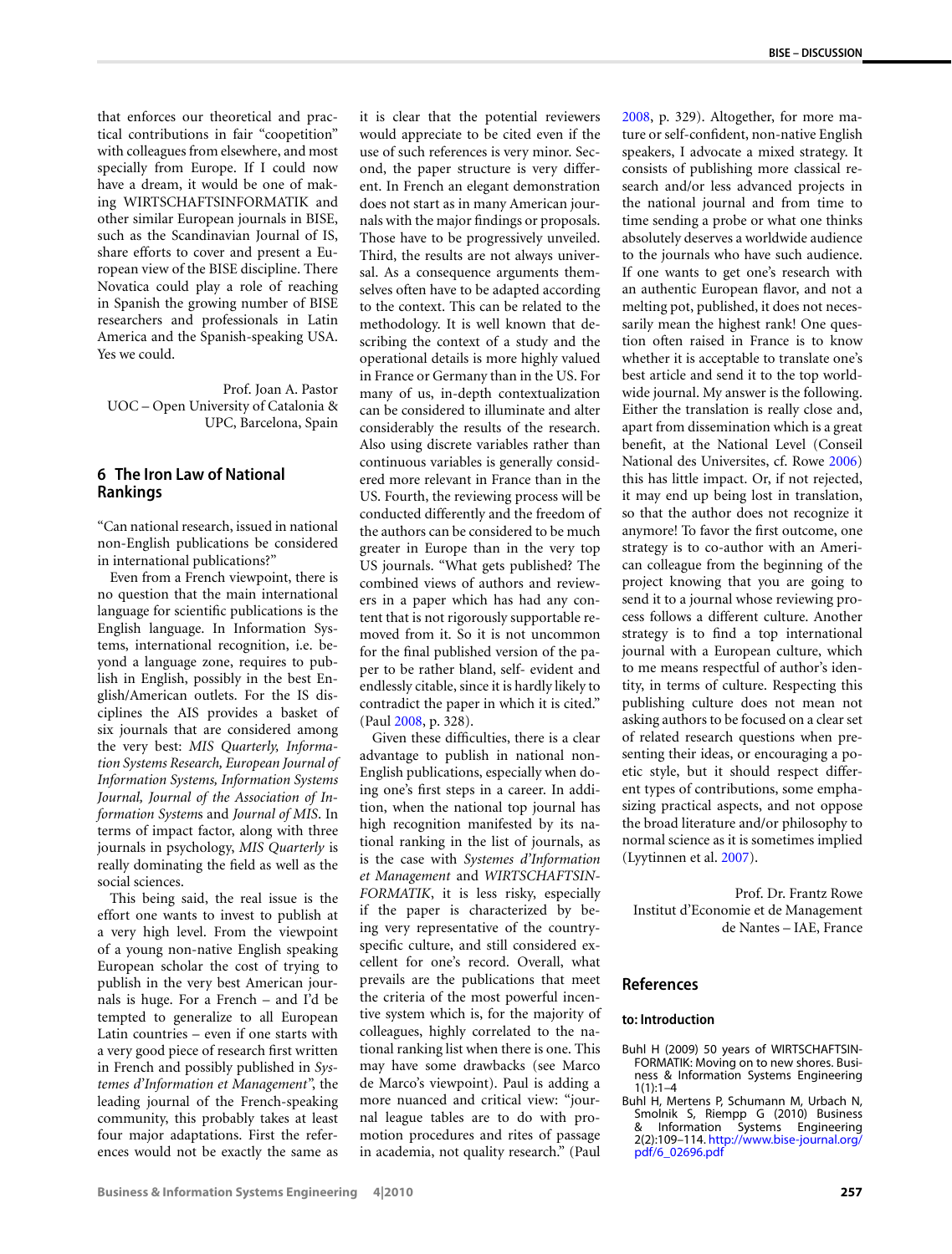that enforces our theoretical and practical contributions in fair "coopetition" with colleagues from elsewhere, and most specially from Europe. If I could now have a dream, it would be one of making WIRTSCHAFTSINFORMATIK and other similar European journals in BISE, such as the Scandinavian Journal of IS, share efforts to cover and present a European view of the BISE discipline. There Novatica could play a role of reaching in Spanish the growing number of BISE researchers and professionals in Latin America and the Spanish-speaking USA. Yes we could.

Prof. Joan A. Pastor
UOC – Open University of Catalonia & UPC, Barcelona, Spain

## 6 The Iron Law of National Rankings

"Can national research, issued in national non-English publications be considered in international publications?"

Even from a French viewpoint, there is no question that the main international language for scientific publications is the English language. In Information Systems, international recognition, i.e. beyond a language zone, requires to publish in English, possibly in the best English/American outlets. For the IS disciplines the AIS provides a basket of six journals that are considered among the very best: *MIS Quarterly, Information Systems Research, European Journal of Information Systems, Information Systems Journal, Journal of the Association of Information Systems* and *Journal of MIS*. In terms of impact factor, along with three journals in psychology, *MIS Quarterly* is really dominating the field as well as the social sciences.

This being said, the real issue is the effort one wants to invest to publish at a very high level. From the viewpoint of a young non-native English speaking European scholar the cost of trying to publish in the very best American journals is huge. For a French – and I'd be tempted to generalize to all European Latin countries – even if one starts with a very good piece of research first written in French and possibly published in *Systemes d'Information et Management*", the leading journal of the French-speaking community, this probably takes at least four major adaptations. First the references would not be exactly the same as it is clear that the potential reviewers would appreciate to be cited even if the use of such references is very minor. Second, the paper structure is very different. In French an elegant demonstration does not start as in many American journals with the major findings or proposals. Those have to be progressively unveiled. Third, the results are not always universal. As a consequence arguments themselves often have to be adapted according to the context. This can be related to the methodology. It is well known that describing the context of a study and the operational details is more highly valued in France or Germany than in the US. For many of us, in-depth contextualization can be considered to illuminate and alter considerably the results of the research. Also using discrete variables rather than continuous variables is generally considered more relevant in France than in the US. Fourth, the reviewing process will be conducted differently and the freedom of the authors can be considered to be much greater in Europe than in the very top US journals. "What gets published? The combined views of authors and reviewers in a paper which has had any content that is not rigorously supportable removed from it. So it is not uncommon for the final published version of the paper to be rather bland, self- evident and endlessly citable, since it is hardly likely to contradict the paper in which it is cited." (Paul 2008, p. 328).

Given these difficulties, there is a clear advantage to publish in national non-English publications, especially when doing one's first steps in a career. In addition, when the national top journal has high recognition manifested by its national ranking in the list of journals, as is the case with *Systemes d'Information et Management* and *WIRTSCHAFTSINFORMATIK*, it is less risky, especially if the paper is characterized by being very representative of the country-specific culture, and still considered excellent for one's record. Overall, what prevails are the publications that meet the criteria of the most powerful incentive system which is, for the majority of colleagues, highly correlated to the national ranking list when there is one. This may have some drawbacks (see Marco de Marco's viewpoint). Paul is adding a more nuanced and critical view: "journal league tables are to do with promotion procedures and rites of passage in academia, not quality research." (Paul 2008, p. 329). Altogether, for more mature or self-confident, non-native English speakers, I advocate a mixed strategy. It consists of publishing more classical research and/or less advanced projects in the national journal and from time to time sending a probe or what one thinks absolutely deserves a worldwide audience to the journals who have such audience. If one wants to get one's research with an authentic European flavor, and not a melting pot, published, it does not necessarily mean the highest rank! One question often raised in France is to know whether it is acceptable to translate one's best article and send it to the top worldwide journal. My answer is the following. Either the translation is really close and, apart from dissemination which is a great benefit, at the National Level (Conseil National des Universites, cf. Rowe 2006) this has little impact. Or, if not rejected, it may end up being lost in translation, so that the author does not recognize it anymore! To favor the first outcome, one strategy is to co-author with an American colleague from the beginning of the project knowing that you are going to send it to a journal whose reviewing process follows a different culture. Another strategy is to find a top international journal with a European culture, which to me means respectful of author's identity, in terms of culture. Respecting this publishing culture does not mean not asking authors to be focused on a clear set of related research questions when presenting their ideas, or encouraging a poetic style, but it should respect different types of contributions, some emphasizing practical aspects, and not oppose the broad literature and/or philosophy to normal science as it is sometimes implied (Lyytinnen et al. 2007).

Prof. Dr. Frantz Rowe
Institut d'Economie et de Management de Nantes – IAE, France

## References

#### to: Introduction

Buhl H (2009) 50 years of WIRTSCHAFTSINFORMATIK: Moving on to new shores. Business & Information Systems Engineering 1(1):1–4

Buhl H, Mertens P, Schumann M, Urbach N, Smolnik S, Riempp G (2010) Business & Information Systems Engineering 2(2):109–114. http://www.bise-journal.org/pdf/6_02696.pdf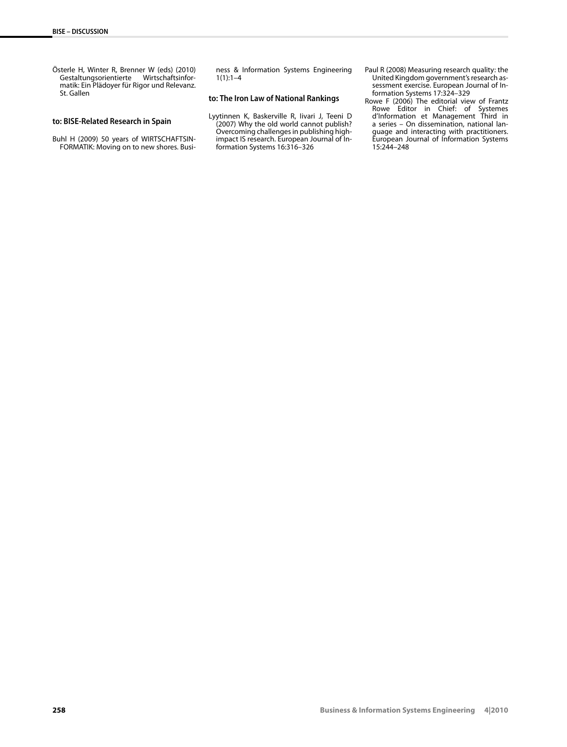Österle H, Winter R, Brenner W (eds) (2010) Gestaltungsorientierte Wirtschaftsinformatik: Ein Plädoyer für Rigor und Relevanz. St. Gallen

### to: BISE-Related Research in Spain

Buhl H (2009) 50 years of WIRTSCHAFTSINFORMATIK: Moving on to new shores. Business & Information Systems Engineering 1(1):1–4

### to: The Iron Law of National Rankings

Lyytinnen K, Baskerville R, Iivari J, Teeni D (2007) Why the old world cannot publish? Overcoming challenges in publishing high-impact IS research. European Journal of Information Systems 16:316–326

Paul R (2008) Measuring research quality: the United Kingdom government's research assessment exercise. European Journal of Information Systems 17:324–329

Rowe F (2006) The editorial view of Frantz Rowe Editor in Chief: of Systemes d'Information et Management Third in a series – On dissemination, national language and interacting with practitioners. European Journal of Information Systems 15:244–248